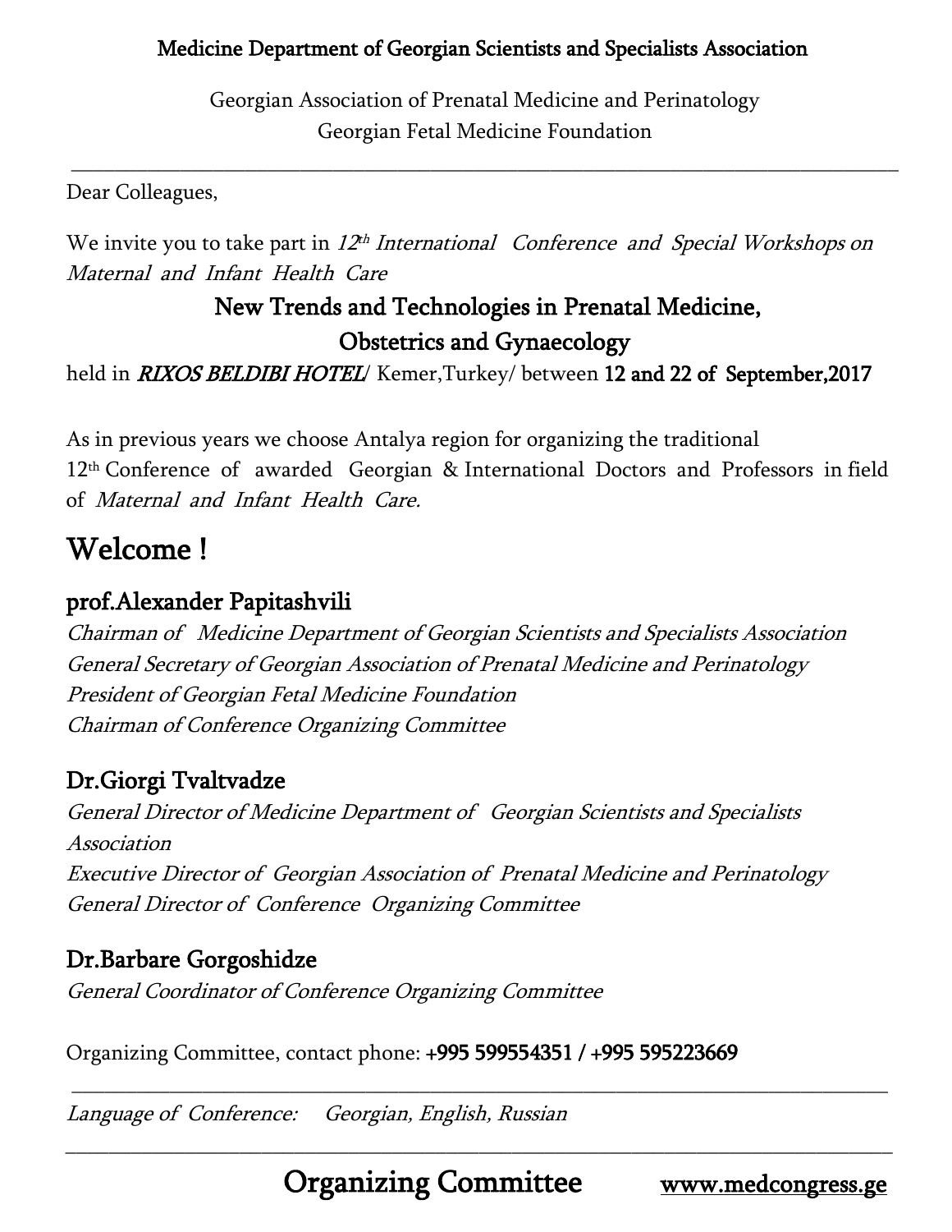Medicine Department of Georgian Scientists and Specialists Association

Georgian Association of Prenatal Medicine and Perinatology
Georgian Fetal Medicine Foundation

---

Dear Colleagues,

We invite you to take part in *12th International Conference and Special Workshops on Maternal and Infant Health Care*

## New Trends and Technologies in Prenatal Medicine, Obstetrics and Gynaecology

held in ***RIXOS BELDIBI HOTEL***/ Kemer,Turkey/ between 12 and 22 of September,2017

As in previous years we choose Antalya region for organizing the traditional 12th Conference of awarded Georgian & International Doctors and Professors in field of *Maternal and Infant Health Care.*

# Welcome !

### prof.Alexander Papitashvili

*Chairman of Medicine Department of Georgian Scientists and Specialists Association*
*General Secretary of Georgian Association of Prenatal Medicine and Perinatology*
*President of Georgian Fetal Medicine Foundation*
*Chairman of Conference Organizing Committee*

### Dr.Giorgi Tvaltvadze

*General Director of Medicine Department of Georgian Scientists and Specialists Association*
*Executive Director of Georgian Association of Prenatal Medicine and Perinatology*
*General Director of Conference Organizing Committee*

### Dr.Barbare Gorgoshidze

*General Coordinator of Conference Organizing Committee*

Organizing Committee, contact phone: +995 599554351 / +995 595223669

---

*Language of Conference: Georgian, English, Russian*

---

## Organizing Committee

www.medcongress.ge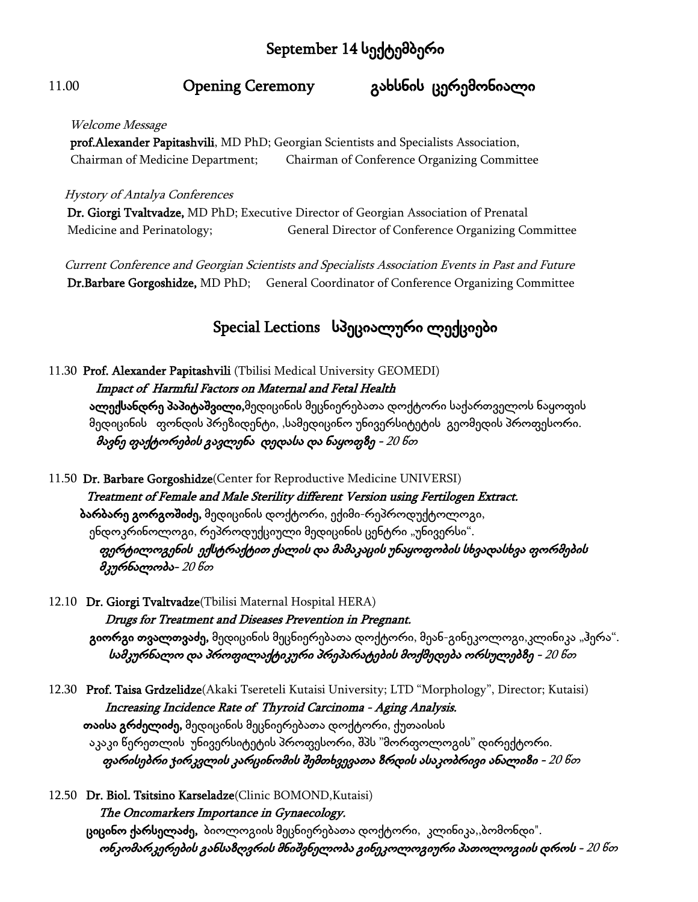## September 14 სექტემბერი

11.00 **Opening Ceremony** **გახსნის ცერემონიალი**

*Welcome Message*

**prof.Alexander Papitashvili**, MD PhD; Georgian Scientists and Specialists Association, Chairman of Medicine Department; Chairman of Conference Organizing Committee

*Hystory of Antalya Conferences*

**Dr. Giorgi Tvaltvadze,** MD PhD; Executive Director of Georgian Association of Prenatal Medicine and Perinatology; General Director of Conference Organizing Committee

*Current Conference and Georgian Scientists and Specialists Association Events in Past and Future*

**Dr.Barbare Gorgoshidze,** MD PhD; General Coordinator of Conference Organizing Committee

## Special Lections სპეციალური ლექციები

11.30 **Prof. Alexander Papitashvili** (Tbilisi Medical University GEOMEDI)

*Impact of Harmful Factors on Maternal and Fetal Health*

**ალექსანდრე პაპიტაშვილი**,მედიცინის მეცნიერებათა დოქტორი საქართველოს ნაყოფის მედიცინის ფონდის პრეზიდენტი, ,სამედიცინო უნივერსიტეტის გეომედის პროფესორი.

***მავნე ფაქტორების გავლენა დედასა და ნაყოფზე** - 20 წთ*

11.50 **Dr. Barbare Gorgoshidze**(Center for Reproductive Medicine UNIVERSI)

*Treatment of Female and Male Sterility different Version using Fertilogen Extract.*

**ბარბარე გორგოშიძე,** მედიცინის დოქტორი, ექიმი-რეპროდუქტოლოგი, ენდოკრინოლოგი, რეპროდუქციული მედიცინის ცენტრი „უნივერსი".

***ფერტილოგენის ექსტრაქტით ქალის და მამაკაცის უნაყოფობის სხვადასხვა ფორმების მკურნალობა**- 20 წთ*

12.10 **Dr. Giorgi Tvaltvadze**(Tbilisi Maternal Hospital HERA)

*Drugs for Treatment and Diseases Prevention in Pregnant.*

**გიორგი თვალთვაძე,** მედიცინის მეცნიერებათა დოქტორი, მეან-გინეკოლოგი,კლინიკა „ჰერა".

***სამკურნალო და პროფილაქტიკური პრეპარატების მოქმედება ორსულებზე** - 20 წთ*

12.30 **Prof. Taisa Grdzelidze**(Akaki Tsereteli Kutaisi University; LTD "Morphology", Director; Kutaisi)

*Increasing Incidence Rate of Thyroid Carcinoma - Aging Analysis.*

**თაისა გრძელიძე,** მედიცინის მეცნიერებათა დოქტორი, ქუთაისის აკაკი წერეთლის უნივერსიტეტის პროფესორი, შპს "მორფოლოგის" დირექტორი.

***ფარისებრი ჯირკვლის კარცინომის შემთხვევათა ზრდის ასაკობრივი ანალიზი** - 20 წთ*

12.50 **Dr. Biol. Tsitsino Karseladze**(Clinic BOMOND,Kutaisi)

*The Oncomarkers Importance in Gynaecology.*

**ციცინო ქარსელაძე,** ბიოლოგიის მეცნიერებათა დოქტორი, კლინიკა,,ბომონდი".

***ონკომარკერების განსაზღვრის მნიშვნელობა გინეკოლოგიური პათოლოგიის დროს** - 20 წთ*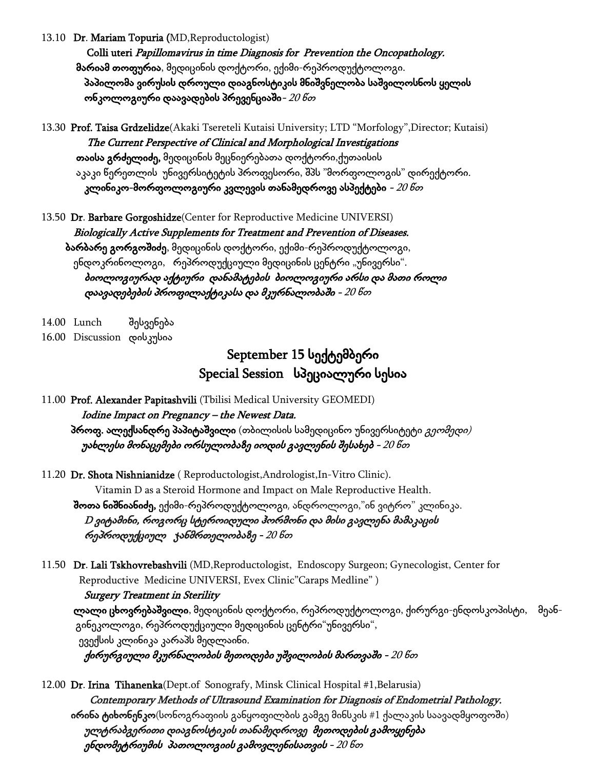13.10 **Dr. Mariam Topuria (**MD,Reproductologist)

**Colli uteri** ***Papillomavirus in time Diagnosis for Prevention the Oncopathology.***

**მარიამ თოფურია**, მედიცინის დოქტორი, ექიმი-რეპროდუქტოლოგი.

**პაპილომა ვირუსის დროული დიაგნოსტიკის მნიშვნელობა საშვილოსნოს ყელის ონკოლოგიური დაავადების პრევენციაში**- *20 წთ*

13.30 **Prof. Taisa Grdzelidze**(Akaki Tsereteli Kutaisi University; LTD "Morfology",Director; Kutaisi)

***The Current Perspective of Clinical and Morphological Investigations***

**თაისა გრძელიძე,** მედიცინის მეცნიერებათა დოქტორი,ქუთაისის აკაკი წერეთლის უნივერსიტეტის პროფესორი, შპს "მორფოლოგის" დირექტორი.

**კლინიკო-მორფოლოგიური კვლევის თანამედროვე ასპექტები** - *20 წთ*

13.50 **Dr. Barbare Gorgoshidze**(Center for Reproductive Medicine UNIVERSI)

***Biologically Active Supplements for Treatment and Prevention of Diseases.***

**ბარბარე გორგოშიძე**, მედიცინის დოქტორი, ექიმი-რეპროდუქტოლოგი, ენდოკრინოლოგი, რეპროდუქციული მედიცინის ცენტრი „უნივერსი".

***ბიოლოგიურად აქტიური დანამატების ბიოლოგიური არსი და მათი როლი დაავადებების პროფილაქტიკასა და მკურნალობაში*** - *20 წთ*

14.00 Lunch შესვენება

16.00 Discussion დისკუსია

## September 15 სექტემბერი
## Special Session სპეციალური სესია

11.00 **Prof. Alexander Papitashvili** (Tbilisi Medical University GEOMEDI)

***Iodine Impact on Pregnancy – the Newest Data.***

**პროფ. ალექსანდრე პაპიტაშვილი** (თბილისის სამედიცინო უნივერსიტეტი *გეომედი)*

***უახლესი მონაცემები ორსულობაზე იოდის გავლენის შესახებ*** - *20 წთ*

11.20 **Dr. Shota Nishnianidze** ( Reproductologist,Andrologist,In-Vitro Clinic).

Vitamin D as a Steroid Hormone and Impact on Male Reproductive Health.

**შოთა ნიშნიანიძე,** ექიმი-რეპროდუქტოლოგი, ანდროლოგი,"ინ ვიტრო" კლინიკა.

***D ვიტამინი, როგორც სტეროიდული ჰორმონი და მისი გავლენა მამაკაცის რეპროდუქციულ ჯანმრთელობაზე*** - *20 წთ*

11.50 **Dr. Lali Tskhovrebashvili** (MD,Reproductologist, Endoscopy Surgeon; Gynecologist, Center for Reproductive Medicine UNIVERSI, Evex Clinic"Caraps Medline" )

***Surgery Treatment in Sterility***

**ლალი ცხოვრებაშვილი**, მედიცინის დოქტორი, რეპროდუქტოლოგი, ქირურგი-ენდოსკოპისტი, მეან-გინეკოლოგი, რეპროდუქციული მედიცინის ცენტრი"უნივერსი", ევექსის კლინიკა კარაპს მედლაინი.

***ქირურგიული მკურნალობის მეთოდები უშვილობის მართვაში*** - *20 წთ*

12.00 **Dr. Irina Tihanenka**(Dept.of Sonografy, Minsk Clinical Hospital #1,Belarusia)

***Contemporary Methods of Ultrasound Examination for Diagnosis of Endometrial Pathology.***

**ირინა ტიხონენკო**(სონოგრაფიის განყოფილების გამგე მინსკის #1 ქალაკის საავადმყოფოში)

***ულტრაბგერითი დიაგნოსტიკის თანამედროვე მეთოდების გამოყენება ენდომეტრიუმის პათოლოგიის გამოვლენისათვის*** - *20 წთ*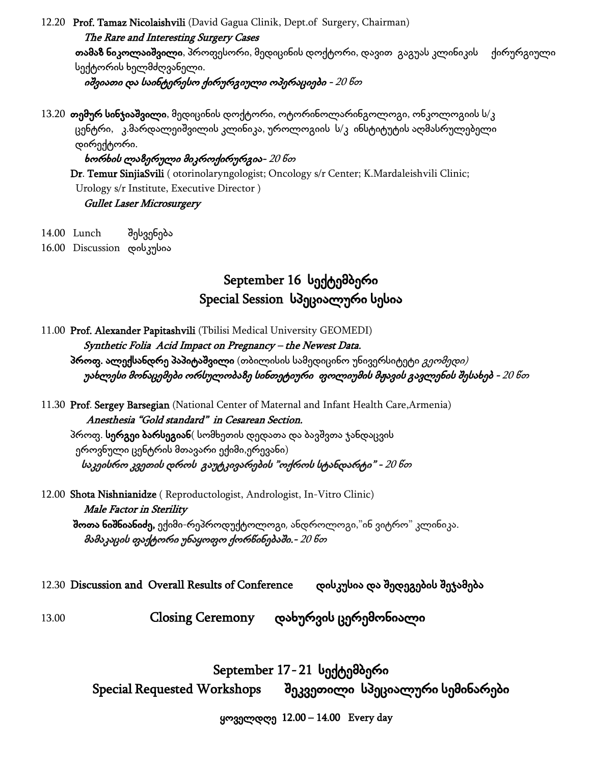12.20 **Prof. Tamaz Nicolaishvili** (David Gagua Clinik, Dept.of Surgery, Chairman)

*The Rare and Interesting Surgery Cases*

**თამაზ ნიკოლაიშვილი**, პროფესორი, მედიცინის დოქტორი, დავით გაგუას კლინიკის ქირურგიული სექტორის ხელმძღვანელი.

***იშვიათი და საინტერესო ქირურგიული ოპერაციები*** *- 20 წთ*

13.20 **თემურ სინჯიაშვილი**, მედიცინის დოქტორი, ოტორინოლარინგოლოგი, ონკოლოგიის ს/კ ცენტრი, კ.მარდალეიშვილის კლინიკა, უროლოგიის ს/კ ინსტიტუტის აღმასრულებელი დირექტორი.

***ხორხის ლაზერული მიკროქირურგია****- 20 წთ*

**Dr. Temur SinjiaSvili** ( otorinolaryngologist; Oncology s/r Center; K.Mardaleishvili Clinic; Urology s/r Institute, Executive Director )

*Gullet Laser Microsurgery*

14.00 Lunch შესვენება

16.00 Discussion დისკუსია

## September 16 სექტემბერი
## Special Session სპეციალური სესია

11.00 **Prof. Alexander Papitashvili** (Tbilisi Medical University GEOMEDI)

*Synthetic Folia Acid Impact on Pregnancy – the Newest Data.*

**პროფ. ალექსანდრე პაპიტაშვილი** (თბილისის სამედიცინო უნივერსიტეტი *გეომედი)*

***უახლესი მონაცემები ორსულობაზე სინთეტიური ფოლიუმის მჟავის გავლენის შესახებ*** *- 20 წთ*

11.30 **Prof. Sergey Barsegian** (National Center of Maternal and Infant Health Care,Armenia)

*Anesthesia "Gold standard" in Cesarean Section.*

პროფ. **სერგეი ბარსეგიან**( სომხეთის დედათა და ბავშვთა ჯანდაცვის ეროვნული ცენტრის მთავარი ექიმი,ერევანი)

***საკეისრო კვეთის დროს გაუტკივარების "ოქროს სტანდარტი"*** *- 20 წთ*

12.00 **Shota Nishnianidze** ( Reproductologist, Andrologist, In-Vitro Clinic)

*Male Factor in Sterility*

**შოთა ნიშნიანიძე**, ექიმი-რეპროდუქტოლოგი, ანდროლოგი,"ინ ვიტრო" კლინიკა.

***მამაკაცის ფაქტორი უნაყოფო ქორწინებაში.****- 20 წთ*

12.30 **Discussion and Overall Results of Conference** **დისკუსია და შედეგების შეჯამება**

13.00 **Closing Ceremony** **დახურვის ცერემონიალი**

## September 17 - 21 სექტემბერი
## Special Requested Workshops შეკვეთილი სპეციალური სემინარები

**ყოველდღე 12.00 – 14.00 Every day**